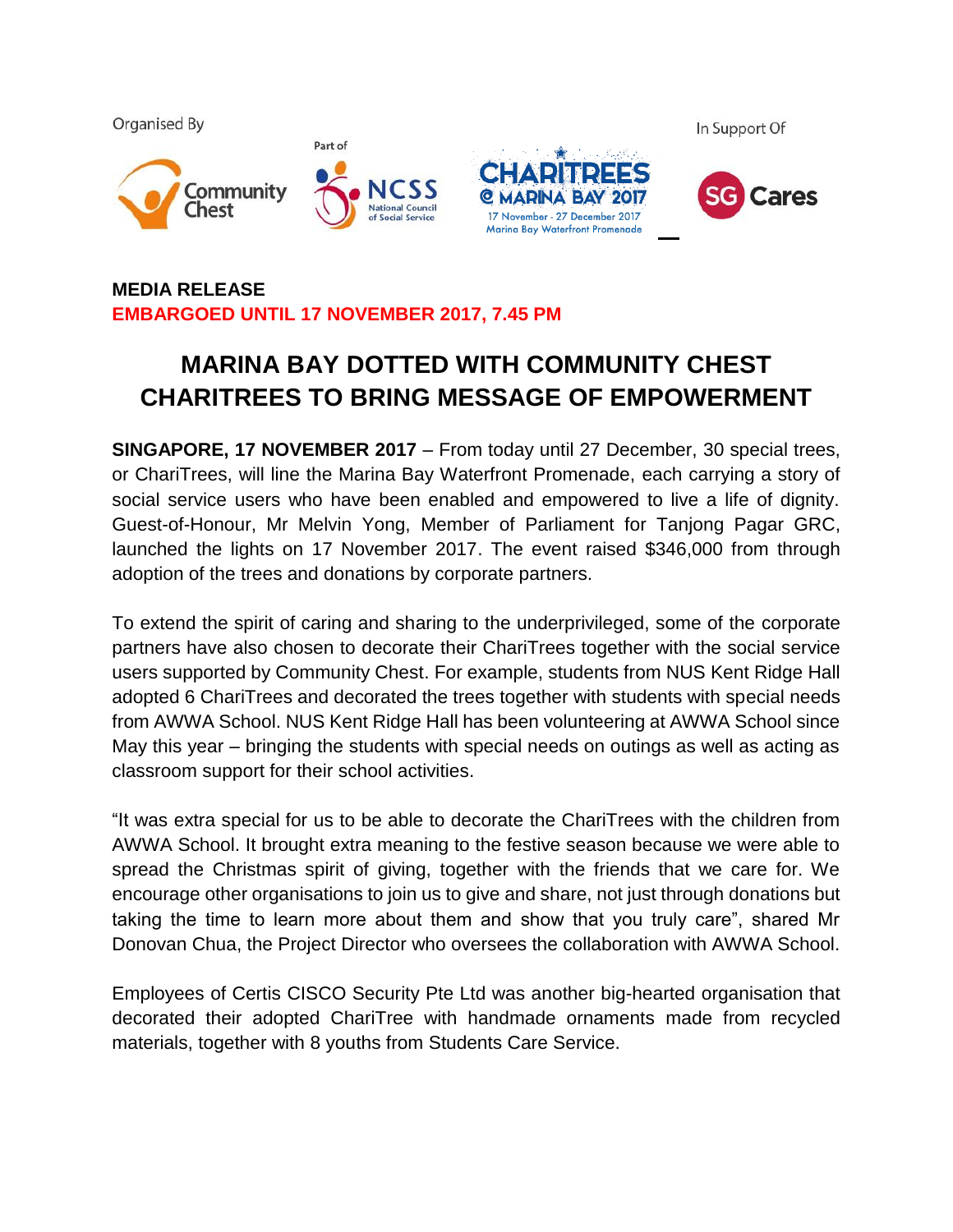Organised By

Part of

In Support Of

CHARITREES @ MARINA BAY 2017
17 November - 27 December 2017
Marina Bay Waterfront Promenade

**MEDIA RELEASE**

**EMBARGOED UNTIL 17 NOVEMBER 2017, 7.45 PM**

# MARINA BAY DOTTED WITH COMMUNITY CHEST CHARITREES TO BRING MESSAGE OF EMPOWERMENT

**SINGAPORE, 17 NOVEMBER 2017** – From today until 27 December, 30 special trees, or ChariTrees, will line the Marina Bay Waterfront Promenade, each carrying a story of social service users who have been enabled and empowered to live a life of dignity. Guest-of-Honour, Mr Melvin Yong, Member of Parliament for Tanjong Pagar GRC, launched the lights on 17 November 2017. The event raised $346,000 from through adoption of the trees and donations by corporate partners.

To extend the spirit of caring and sharing to the underprivileged, some of the corporate partners have also chosen to decorate their ChariTrees together with the social service users supported by Community Chest. For example, students from NUS Kent Ridge Hall adopted 6 ChariTrees and decorated the trees together with students with special needs from AWWA School. NUS Kent Ridge Hall has been volunteering at AWWA School since May this year – bringing the students with special needs on outings as well as acting as classroom support for their school activities.

"It was extra special for us to be able to decorate the ChariTrees with the children from AWWA School. It brought extra meaning to the festive season because we were able to spread the Christmas spirit of giving, together with the friends that we care for. We encourage other organisations to join us to give and share, not just through donations but taking the time to learn more about them and show that you truly care", shared Mr Donovan Chua, the Project Director who oversees the collaboration with AWWA School.

Employees of Certis CISCO Security Pte Ltd was another big-hearted organisation that decorated their adopted ChariTree with handmade ornaments made from recycled materials, together with 8 youths from Students Care Service.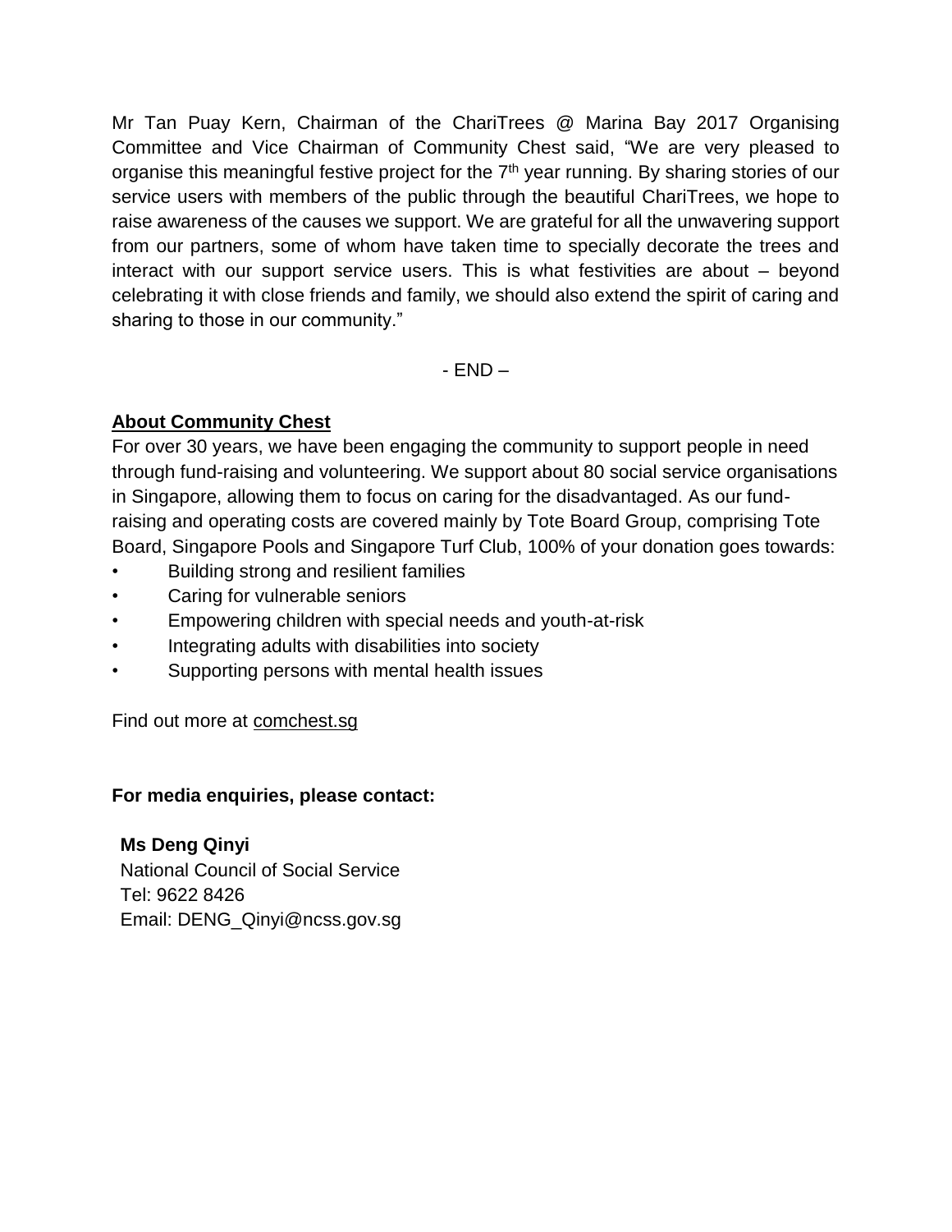Mr Tan Puay Kern, Chairman of the ChariTrees @ Marina Bay 2017 Organising Committee and Vice Chairman of Community Chest said, "We are very pleased to organise this meaningful festive project for the 7th year running. By sharing stories of our service users with members of the public through the beautiful ChariTrees, we hope to raise awareness of the causes we support. We are grateful for all the unwavering support from our partners, some of whom have taken time to specially decorate the trees and interact with our support service users. This is what festivities are about – beyond celebrating it with close friends and family, we should also extend the spirit of caring and sharing to those in our community."

- END –

**About Community Chest**

For over 30 years, we have been engaging the community to support people in need through fund-raising and volunteering. We support about 80 social service organisations in Singapore, allowing them to focus on caring for the disadvantaged. As our fund-raising and operating costs are covered mainly by Tote Board Group, comprising Tote Board, Singapore Pools and Singapore Turf Club, 100% of your donation goes towards:

- Building strong and resilient families
- Caring for vulnerable seniors
- Empowering children with special needs and youth-at-risk
- Integrating adults with disabilities into society
- Supporting persons with mental health issues

Find out more at comchest.sg

**For media enquiries, please contact:**

**Ms Deng Qinyi**
National Council of Social Service
Tel: 9622 8426
Email: DENG_Qinyi@ncss.gov.sg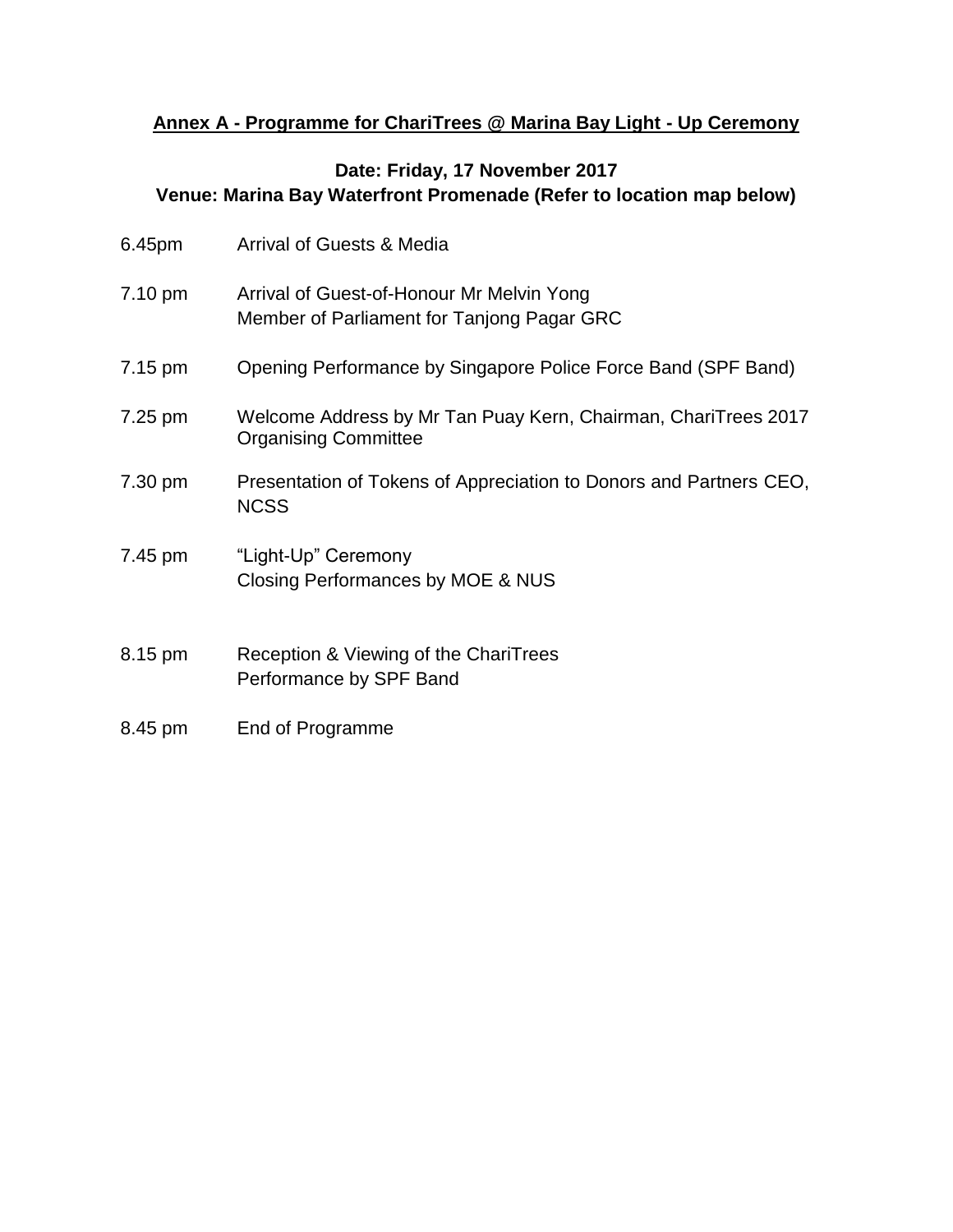## **Annex A - Programme for ChariTrees @ Marina Bay Light - Up Ceremony**

**Date: Friday, 17 November 2017**
**Venue: Marina Bay Waterfront Promenade (Refer to location map below)**

| | |
|---|---|
| 6.45pm | Arrival of Guests & Media |
| 7.10 pm | Arrival of Guest-of-Honour Mr Melvin Yong<br>Member of Parliament for Tanjong Pagar GRC |
| 7.15 pm | Opening Performance by Singapore Police Force Band (SPF Band) |
| 7.25 pm | Welcome Address by Mr Tan Puay Kern, Chairman, ChariTrees 2017 Organising Committee |
| 7.30 pm | Presentation of Tokens of Appreciation to Donors and Partners CEO, NCSS |
| 7.45 pm | "Light-Up" Ceremony<br>Closing Performances by MOE & NUS |
| 8.15 pm | Reception & Viewing of the ChariTrees<br>Performance by SPF Band |
| 8.45 pm | End of Programme |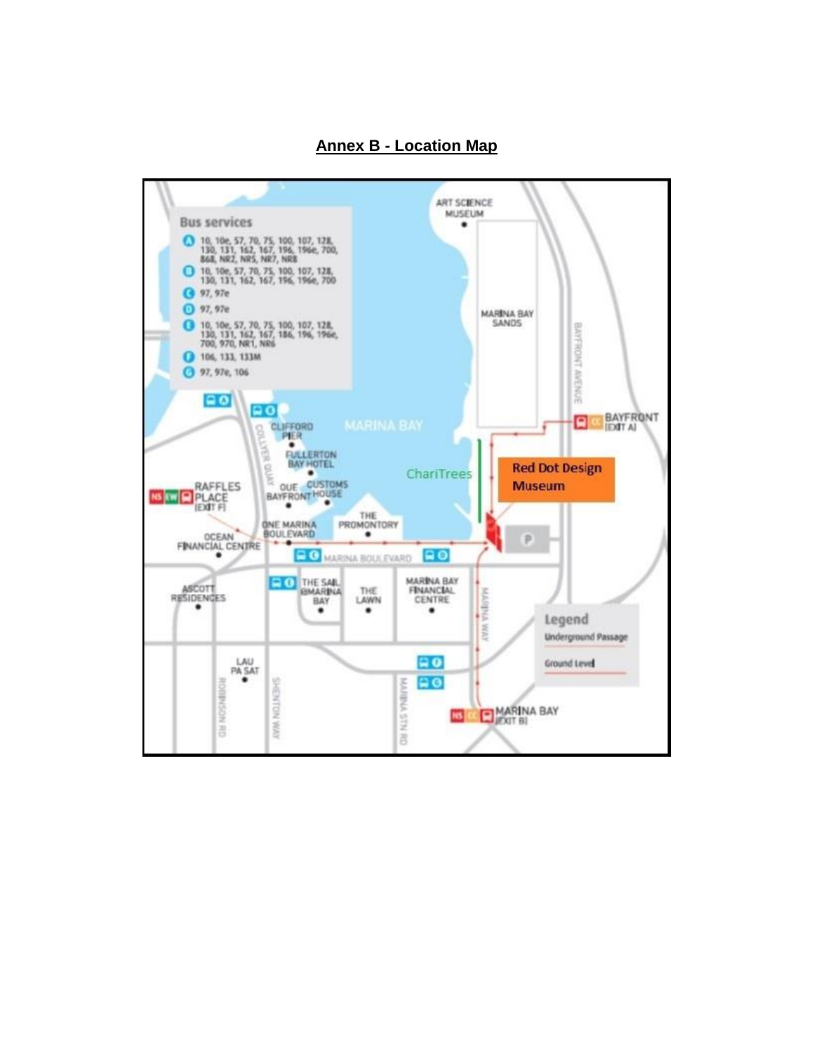**Annex B - Location Map**

Bus services

A 10, 10e, 57, 70, 75, 100, 107, 128, 130, 131, 162, 167, 196, 196e, 700, 868, NR2, NR5, NR7, NR8

B 10, 10e, 57, 70, 75, 100, 107, 128, 130, 131, 162, 167, 196, 196e, 700

C 97, 97e

D 97, 97e

E 10, 10e, 57, 70, 75, 100, 107, 128, 130, 131, 162, 167, 186, 196, 196e, 700, 970, NR1, NR6

F 106, 133, 133M

G 97, 97e, 106

ART SCIENCE MUSEUM

MARINA BAY SANDS

BAYFRONT AVENUE

BAYFRONT (EXIT A)

MARINA BAY

CLIFFORD PIER

FULLERTON BAY HOTEL

ChariTrees

Red Dot Design Museum

COLLYER QUAY

RAFFLES PLACE (EXIT F)

OUE BAYFRONT

CUSTOMS HOUSE

THE PROMONTORY

ONE MARINA BOULEVARD

OCEAN FINANCIAL CENTRE

MARINA BOULEVARD

P

THE SAIL @MARINA BAY

THE LAWN

MARINA BAY FINANCIAL CENTRE

ASCOTT RESIDENCES

MARINA WAY

Legend

Underground Passage

Ground Level

LAU PA SAT

ROBINSON RD

SHENTON WAY

MARINA STN RD

MARINA BAY (EXIT B)